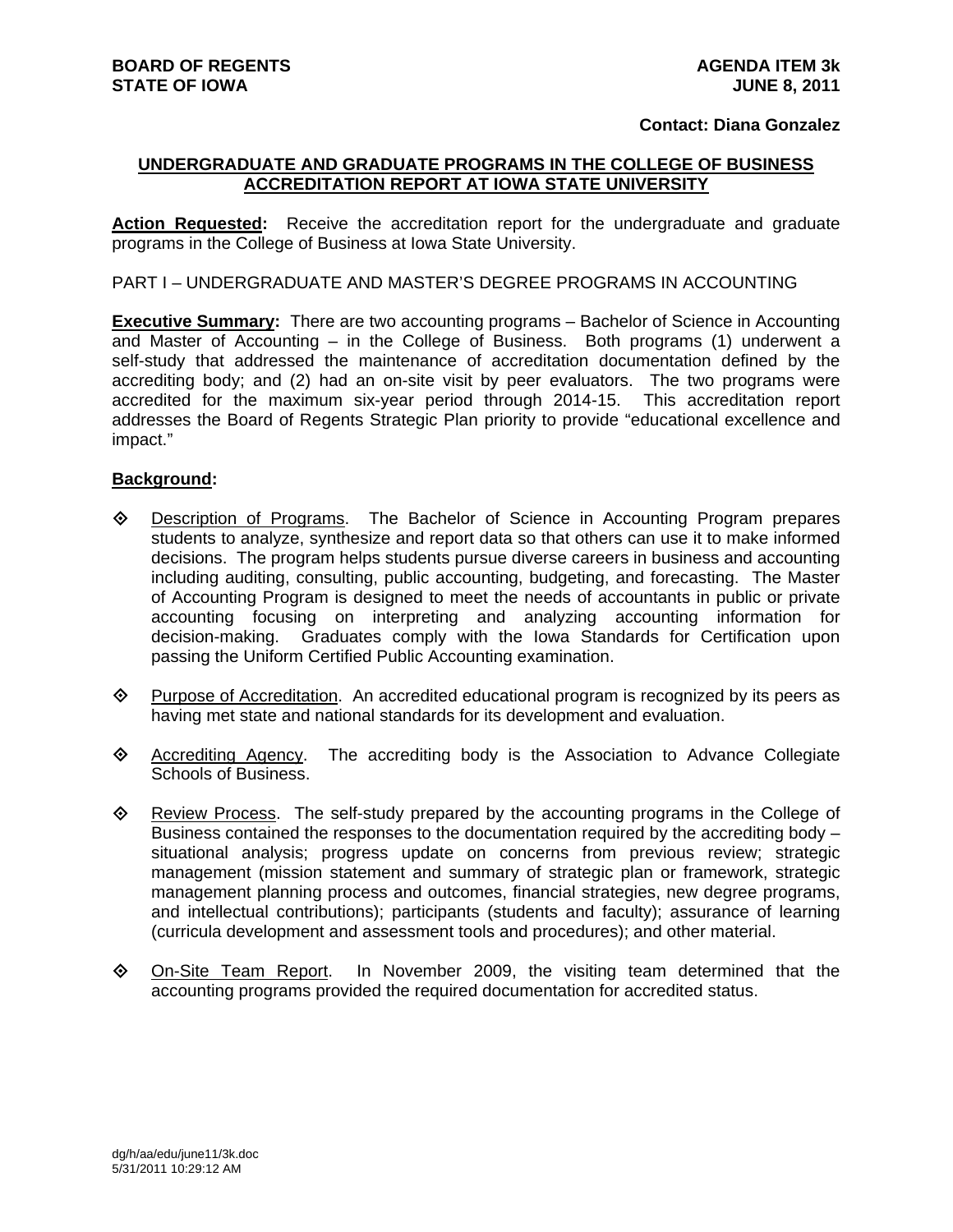**BOARD OF REGENTS**
**STATE OF IOWA**

**AGENDA ITEM 3k**
**JUNE 8, 2011**

**Contact: Diana Gonzalez**

## UNDERGRADUATE AND GRADUATE PROGRAMS IN THE COLLEGE OF BUSINESS ACCREDITATION REPORT AT IOWA STATE UNIVERSITY

**Action Requested:** Receive the accreditation report for the undergraduate and graduate programs in the College of Business at Iowa State University.

PART I – UNDERGRADUATE AND MASTER'S DEGREE PROGRAMS IN ACCOUNTING

**Executive Summary:** There are two accounting programs – Bachelor of Science in Accounting and Master of Accounting – in the College of Business. Both programs (1) underwent a self-study that addressed the maintenance of accreditation documentation defined by the accrediting body; and (2) had an on-site visit by peer evaluators. The two programs were accredited for the maximum six-year period through 2014-15. This accreditation report addresses the Board of Regents Strategic Plan priority to provide "educational excellence and impact."

**Background:**

- Description of Programs. The Bachelor of Science in Accounting Program prepares students to analyze, synthesize and report data so that others can use it to make informed decisions. The program helps students pursue diverse careers in business and accounting including auditing, consulting, public accounting, budgeting, and forecasting. The Master of Accounting Program is designed to meet the needs of accountants in public or private accounting focusing on interpreting and analyzing accounting information for decision-making. Graduates comply with the Iowa Standards for Certification upon passing the Uniform Certified Public Accounting examination.

- Purpose of Accreditation. An accredited educational program is recognized by its peers as having met state and national standards for its development and evaluation.

- Accrediting Agency. The accrediting body is the Association to Advance Collegiate Schools of Business.

- Review Process. The self-study prepared by the accounting programs in the College of Business contained the responses to the documentation required by the accrediting body – situational analysis; progress update on concerns from previous review; strategic management (mission statement and summary of strategic plan or framework, strategic management planning process and outcomes, financial strategies, new degree programs, and intellectual contributions); participants (students and faculty); assurance of learning (curricula development and assessment tools and procedures); and other material.

- On-Site Team Report. In November 2009, the visiting team determined that the accounting programs provided the required documentation for accredited status.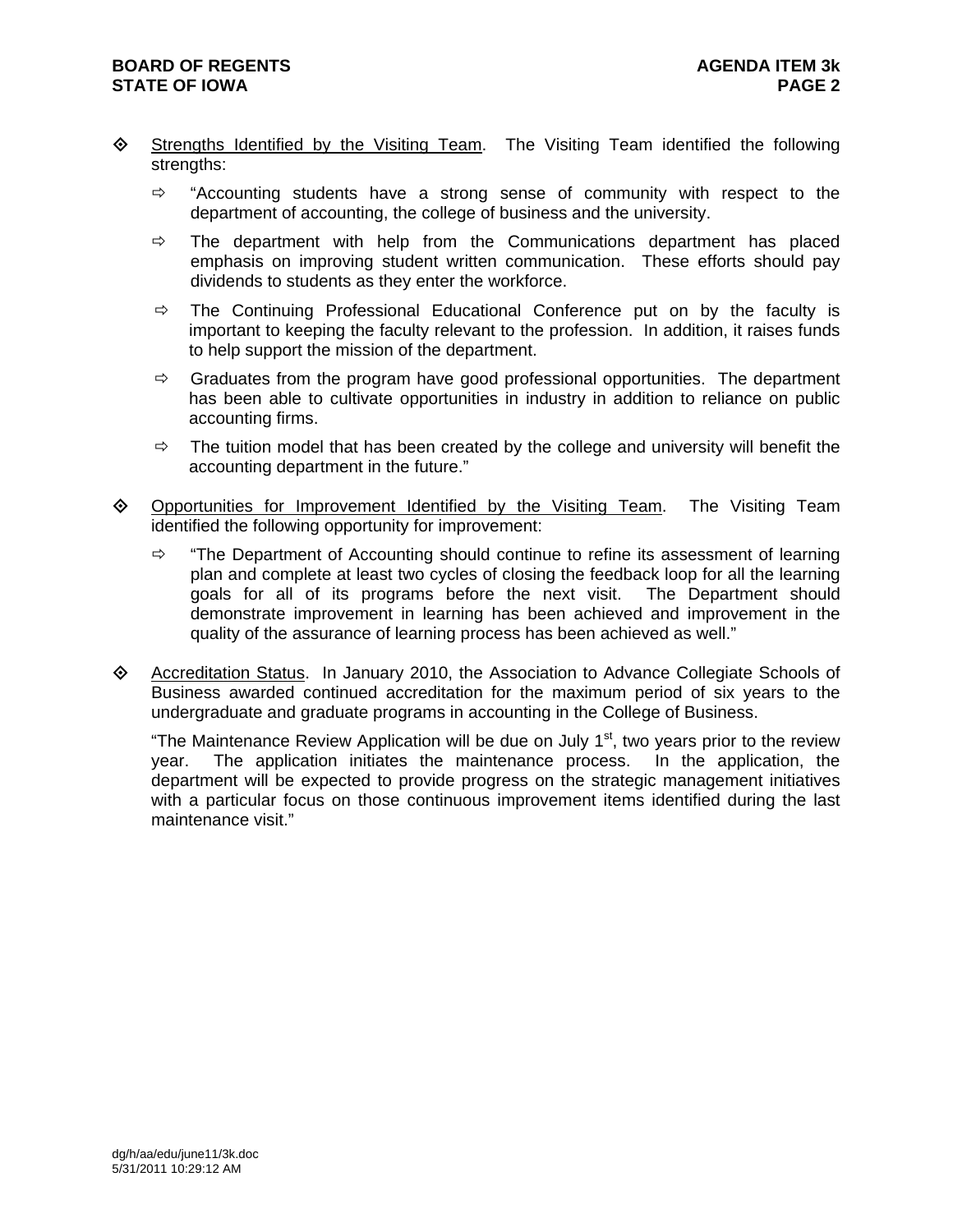- Strengths Identified by the Visiting Team. The Visiting Team identified the following strengths:
  - "Accounting students have a strong sense of community with respect to the department of accounting, the college of business and the university.
  - The department with help from the Communications department has placed emphasis on improving student written communication. These efforts should pay dividends to students as they enter the workforce.
  - The Continuing Professional Educational Conference put on by the faculty is important to keeping the faculty relevant to the profession. In addition, it raises funds to help support the mission of the department.
  - Graduates from the program have good professional opportunities. The department has been able to cultivate opportunities in industry in addition to reliance on public accounting firms.
  - The tuition model that has been created by the college and university will benefit the accounting department in the future."

- Opportunities for Improvement Identified by the Visiting Team. The Visiting Team identified the following opportunity for improvement:
  - "The Department of Accounting should continue to refine its assessment of learning plan and complete at least two cycles of closing the feedback loop for all the learning goals for all of its programs before the next visit. The Department should demonstrate improvement in learning has been achieved and improvement in the quality of the assurance of learning process has been achieved as well."

- Accreditation Status. In January 2010, the Association to Advance Collegiate Schools of Business awarded continued accreditation for the maximum period of six years to the undergraduate and graduate programs in accounting in the College of Business.

  "The Maintenance Review Application will be due on July 1st, two years prior to the review year. The application initiates the maintenance process. In the application, the department will be expected to provide progress on the strategic management initiatives with a particular focus on those continuous improvement items identified during the last maintenance visit."

dg/h/aa/edu/june11/3k.doc
5/31/2011 10:29:12 AM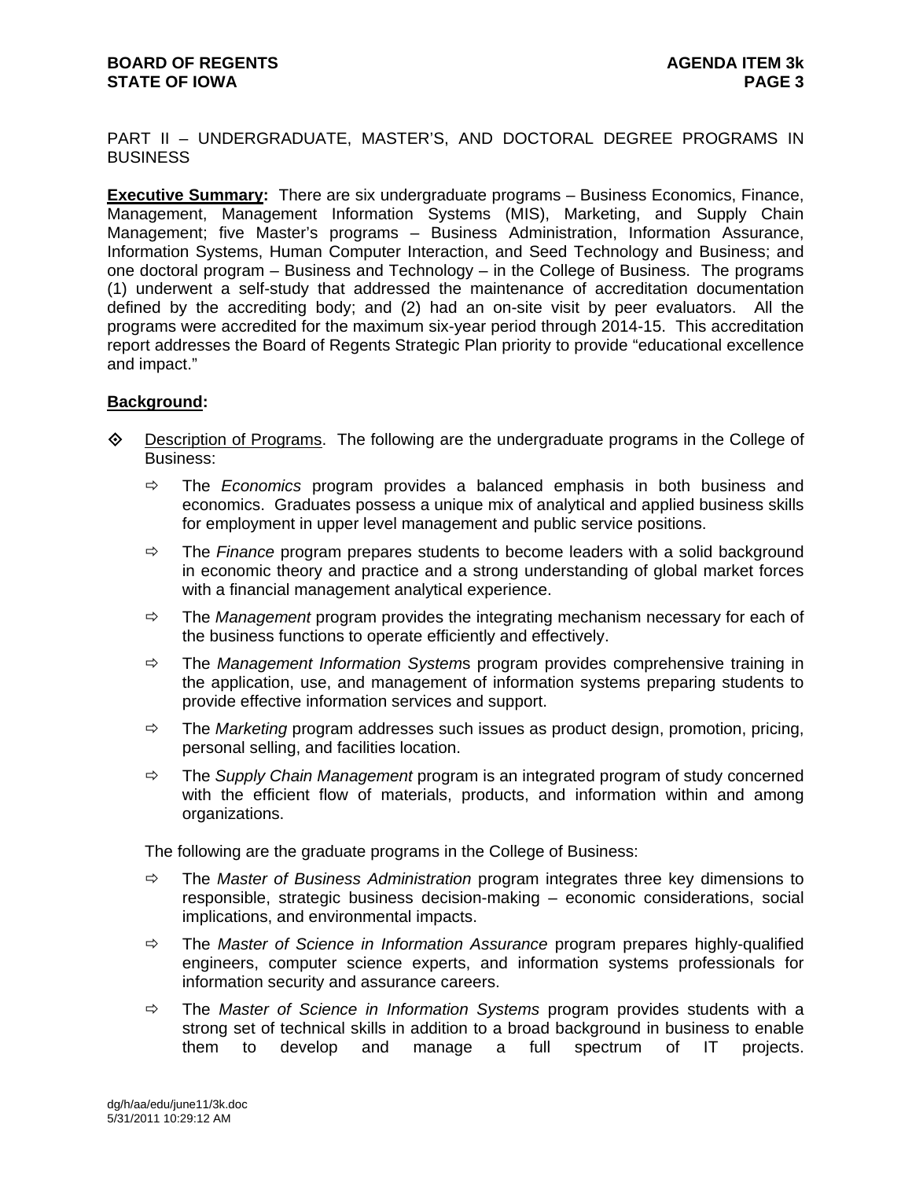PART II – UNDERGRADUATE, MASTER'S, AND DOCTORAL DEGREE PROGRAMS IN BUSINESS

**Executive Summary:** There are six undergraduate programs – Business Economics, Finance, Management, Management Information Systems (MIS), Marketing, and Supply Chain Management; five Master's programs – Business Administration, Information Assurance, Information Systems, Human Computer Interaction, and Seed Technology and Business; and one doctoral program – Business and Technology – in the College of Business. The programs (1) underwent a self-study that addressed the maintenance of accreditation documentation defined by the accrediting body; and (2) had an on-site visit by peer evaluators. All the programs were accredited for the maximum six-year period through 2014-15. This accreditation report addresses the Board of Regents Strategic Plan priority to provide "educational excellence and impact."

**Background:**

- Description of Programs. The following are the undergraduate programs in the College of Business:
  - The *Economics* program provides a balanced emphasis in both business and economics. Graduates possess a unique mix of analytical and applied business skills for employment in upper level management and public service positions.
  - The *Finance* program prepares students to become leaders with a solid background in economic theory and practice and a strong understanding of global market forces with a financial management analytical experience.
  - The *Management* program provides the integrating mechanism necessary for each of the business functions to operate efficiently and effectively.
  - The *Management Information Systems* program provides comprehensive training in the application, use, and management of information systems preparing students to provide effective information services and support.
  - The *Marketing* program addresses such issues as product design, promotion, pricing, personal selling, and facilities location.
  - The *Supply Chain Management* program is an integrated program of study concerned with the efficient flow of materials, products, and information within and among organizations.

  The following are the graduate programs in the College of Business:

  - The *Master of Business Administration* program integrates three key dimensions to responsible, strategic business decision-making – economic considerations, social implications, and environmental impacts.
  - The *Master of Science in Information Assurance* program prepares highly-qualified engineers, computer science experts, and information systems professionals for information security and assurance careers.
  - The *Master of Science in Information Systems* program provides students with a strong set of technical skills in addition to a broad background in business to enable them to develop and manage a full spectrum of IT projects.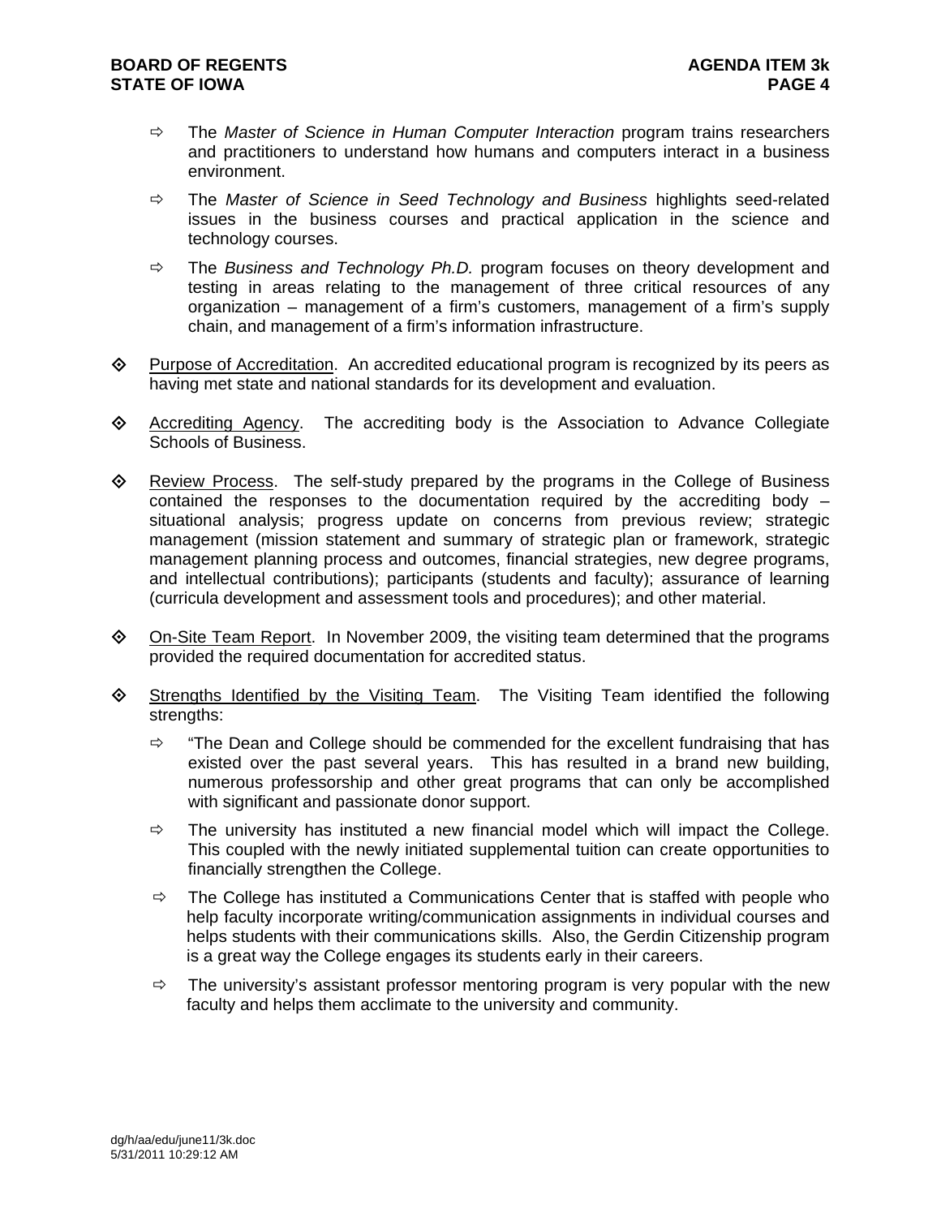- The *Master of Science in Human Computer Interaction* program trains researchers and practitioners to understand how humans and computers interact in a business environment.
- The *Master of Science in Seed Technology and Business* highlights seed-related issues in the business courses and practical application in the science and technology courses.
- The *Business and Technology Ph.D.* program focuses on theory development and testing in areas relating to the management of three critical resources of any organization – management of a firm's customers, management of a firm's supply chain, and management of a firm's information infrastructure.

◇ Purpose of Accreditation. An accredited educational program is recognized by its peers as having met state and national standards for its development and evaluation.

◇ Accrediting Agency. The accrediting body is the Association to Advance Collegiate Schools of Business.

◇ Review Process. The self-study prepared by the programs in the College of Business contained the responses to the documentation required by the accrediting body – situational analysis; progress update on concerns from previous review; strategic management (mission statement and summary of strategic plan or framework, strategic management planning process and outcomes, financial strategies, new degree programs, and intellectual contributions); participants (students and faculty); assurance of learning (curricula development and assessment tools and procedures); and other material.

◇ On-Site Team Report. In November 2009, the visiting team determined that the programs provided the required documentation for accredited status.

◇ Strengths Identified by the Visiting Team. The Visiting Team identified the following strengths:

- "The Dean and College should be commended for the excellent fundraising that has existed over the past several years. This has resulted in a brand new building, numerous professorship and other great programs that can only be accomplished with significant and passionate donor support.
- The university has instituted a new financial model which will impact the College. This coupled with the newly initiated supplemental tuition can create opportunities to financially strengthen the College.
- The College has instituted a Communications Center that is staffed with people who help faculty incorporate writing/communication assignments in individual courses and helps students with their communications skills. Also, the Gerdin Citizenship program is a great way the College engages its students early in their careers.
- The university's assistant professor mentoring program is very popular with the new faculty and helps them acclimate to the university and community.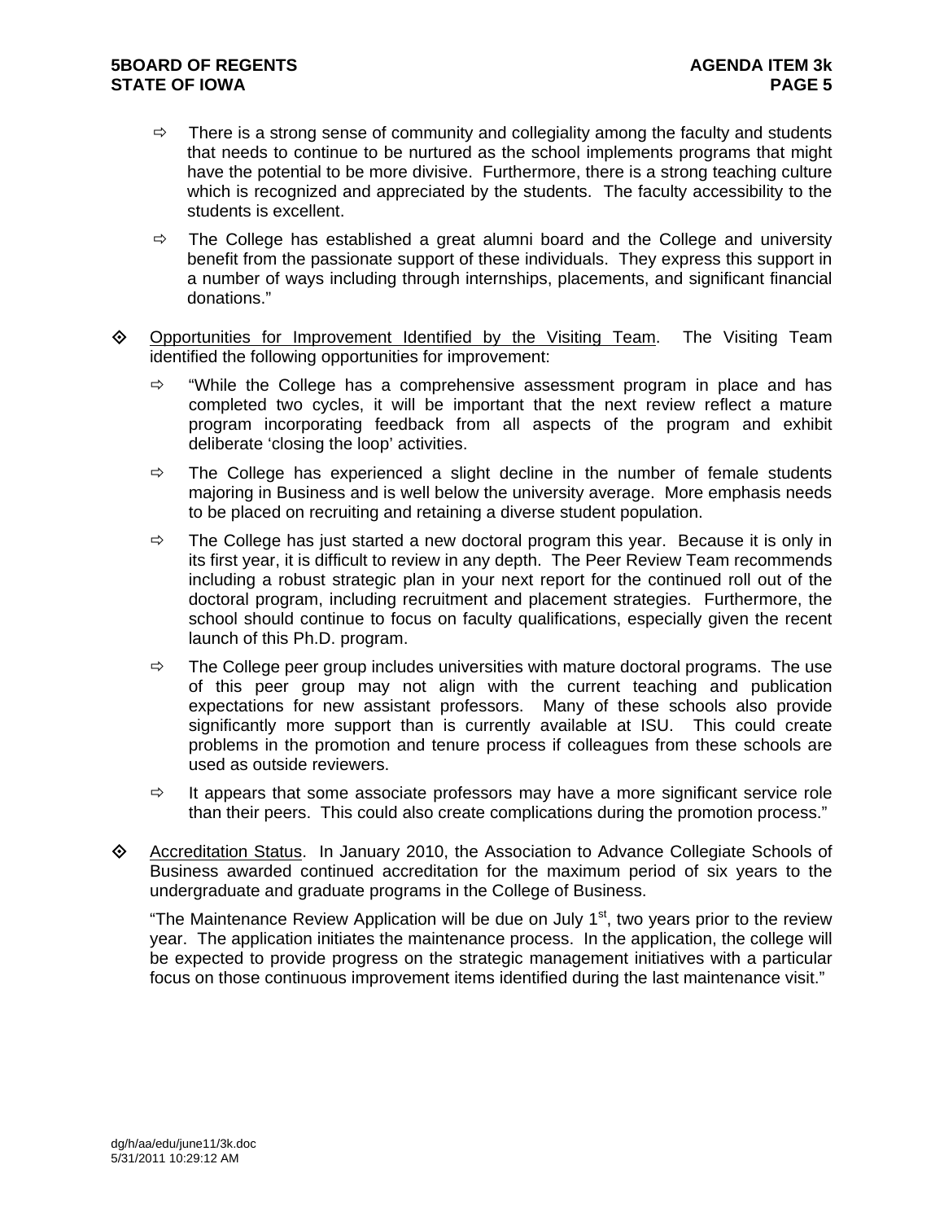- There is a strong sense of community and collegiality among the faculty and students that needs to continue to be nurtured as the school implements programs that might have the potential to be more divisive. Furthermore, there is a strong teaching culture which is recognized and appreciated by the students. The faculty accessibility to the students is excellent.
- The College has established a great alumni board and the College and university benefit from the passionate support of these individuals. They express this support in a number of ways including through internships, placements, and significant financial donations."

- Opportunities for Improvement Identified by the Visiting Team. The Visiting Team identified the following opportunities for improvement:
  - "While the College has a comprehensive assessment program in place and has completed two cycles, it will be important that the next review reflect a mature program incorporating feedback from all aspects of the program and exhibit deliberate 'closing the loop' activities.
  - The College has experienced a slight decline in the number of female students majoring in Business and is well below the university average. More emphasis needs to be placed on recruiting and retaining a diverse student population.
  - The College has just started a new doctoral program this year. Because it is only in its first year, it is difficult to review in any depth. The Peer Review Team recommends including a robust strategic plan in your next report for the continued roll out of the doctoral program, including recruitment and placement strategies. Furthermore, the school should continue to focus on faculty qualifications, especially given the recent launch of this Ph.D. program.
  - The College peer group includes universities with mature doctoral programs. The use of this peer group may not align with the current teaching and publication expectations for new assistant professors. Many of these schools also provide significantly more support than is currently available at ISU. This could create problems in the promotion and tenure process if colleagues from these schools are used as outside reviewers.
  - It appears that some associate professors may have a more significant service role than their peers. This could also create complications during the promotion process."

- Accreditation Status. In January 2010, the Association to Advance Collegiate Schools of Business awarded continued accreditation for the maximum period of six years to the undergraduate and graduate programs in the College of Business.

  "The Maintenance Review Application will be due on July 1st, two years prior to the review year. The application initiates the maintenance process. In the application, the college will be expected to provide progress on the strategic management initiatives with a particular focus on those continuous improvement items identified during the last maintenance visit."

dg/h/aa/edu/june11/3k.doc
5/31/2011 10:29:12 AM